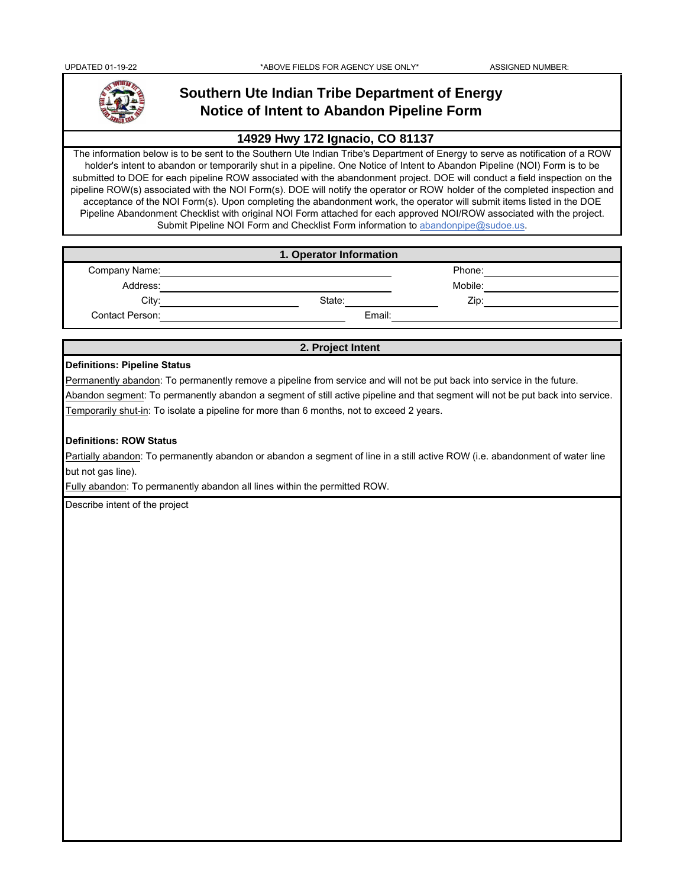UPDATED 01-19-22 *ABOVE FIELDS FOR AGENCY USE ONLY* ASSIGNED NUMBER:

# Southern Ute Indian Tribe Department of Energy
# Notice of Intent to Abandon Pipeline Form

## 14929 Hwy 172 Ignacio, CO 81137

The information below is to be sent to the Southern Ute Indian Tribe's Department of Energy to serve as notification of a ROW holder's intent to abandon or temporarily shut in a pipeline. One Notice of Intent to Abandon Pipeline (NOI) Form is to be submitted to DOE for each pipeline ROW associated with the abandonment project. DOE will conduct a field inspection on the pipeline ROW(s) associated with the NOI Form(s). DOE will notify the operator or ROW holder of the completed inspection and acceptance of the NOI Form(s). Upon completing the abandonment work, the operator will submit items listed in the DOE Pipeline Abandonment Checklist with original NOI Form attached for each approved NOI/ROW associated with the project. Submit Pipeline NOI Form and Checklist Form information to abandonpipe@sudoe.us.

## 1. Operator Information

Company Name: ______________________ Phone: ______________________

Address: ______________________ Mobile: ______________________

City: ______________ State: ______________ Zip: ______________

Contact Person: ______________________ Email: ______________________

## 2. Project Intent

**Definitions: Pipeline Status**

Permanently abandon: To permanently remove a pipeline from service and will not be put back into service in the future.

Abandon segment: To permanently abandon a segment of still active pipeline and that segment will not be put back into service.

Temporarily shut-in: To isolate a pipeline for more than 6 months, not to exceed 2 years.

**Definitions: ROW Status**

Partially abandon: To permanently abandon or abandon a segment of line in a still active ROW (i.e. abandonment of water line but not gas line).

Fully abandon: To permanently abandon all lines within the permitted ROW.

Describe intent of the project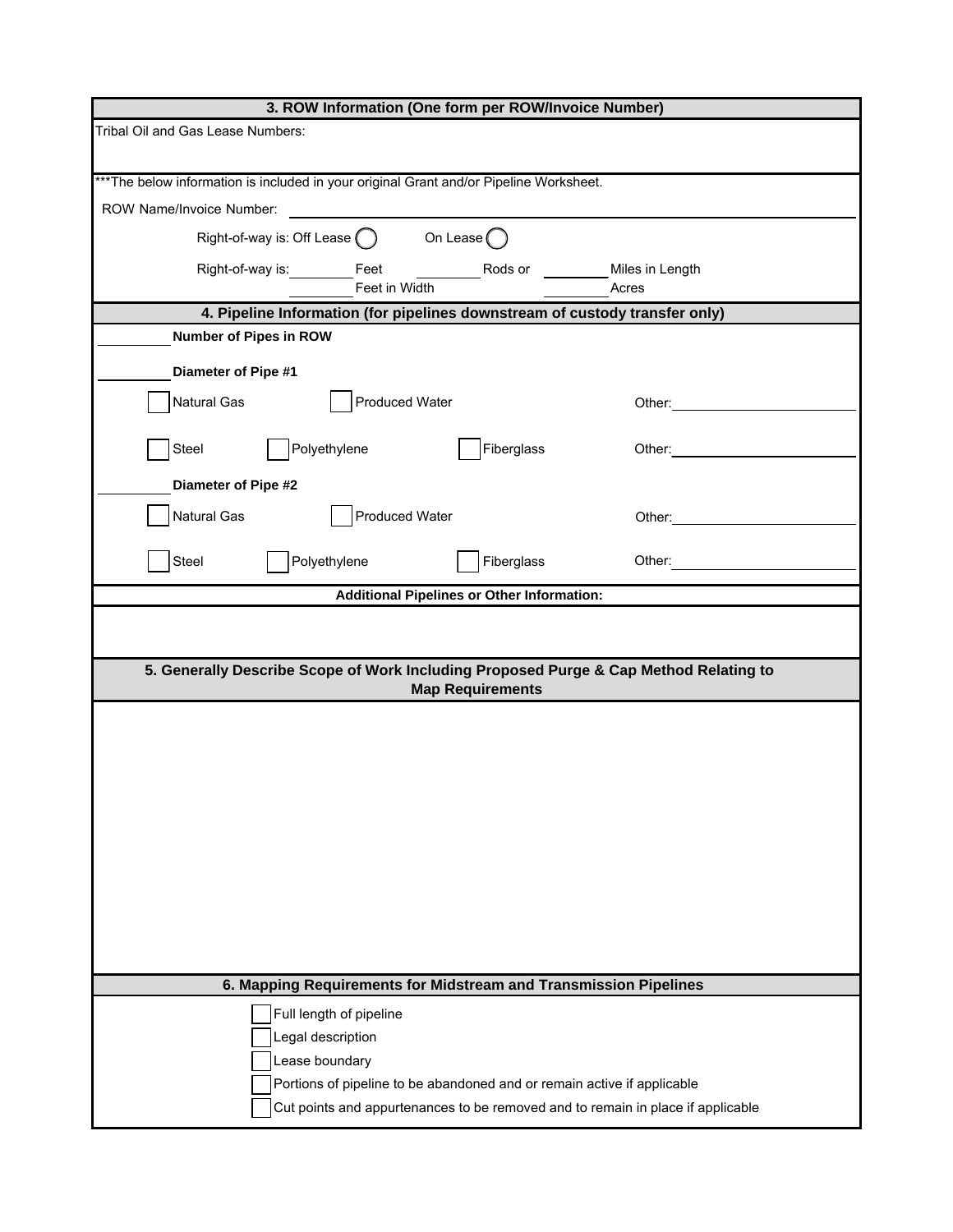## 3. ROW Information (One form per ROW/Invoice Number)

Tribal Oil and Gas Lease Numbers:

***The below information is included in your original Grant and/or Pipeline Worksheet.

ROW Name/Invoice Number: ______________________________

Right-of-way is: Off Lease ◯ On Lease ◯

Right-of-way is: ________ Feet ________ Rods or ________ Miles in Length

________ Feet in Width ________ Acres

## 4. Pipeline Information (for pipelines downstream of custody transfer only)

________ **Number of Pipes in ROW**

________ **Diameter of Pipe #1**

☐ Natural Gas ☐ Produced Water Other: ____________________

☐ Steel ☐ Polyethylene ☐ Fiberglass Other: ____________________

________ **Diameter of Pipe #2**

☐ Natural Gas ☐ Produced Water Other: ____________________

☐ Steel ☐ Polyethylene ☐ Fiberglass Other: ____________________

**Additional Pipelines or Other Information:**

## 5. Generally Describe Scope of Work Including Proposed Purge & Cap Method Relating to Map Requirements

## 6. Mapping Requirements for Midstream and Transmission Pipelines

☐ Full length of pipeline

☐ Legal description

☐ Lease boundary

☐ Portions of pipeline to be abandoned and or remain active if applicable

☐ Cut points and appurtenances to be removed and to remain in place if applicable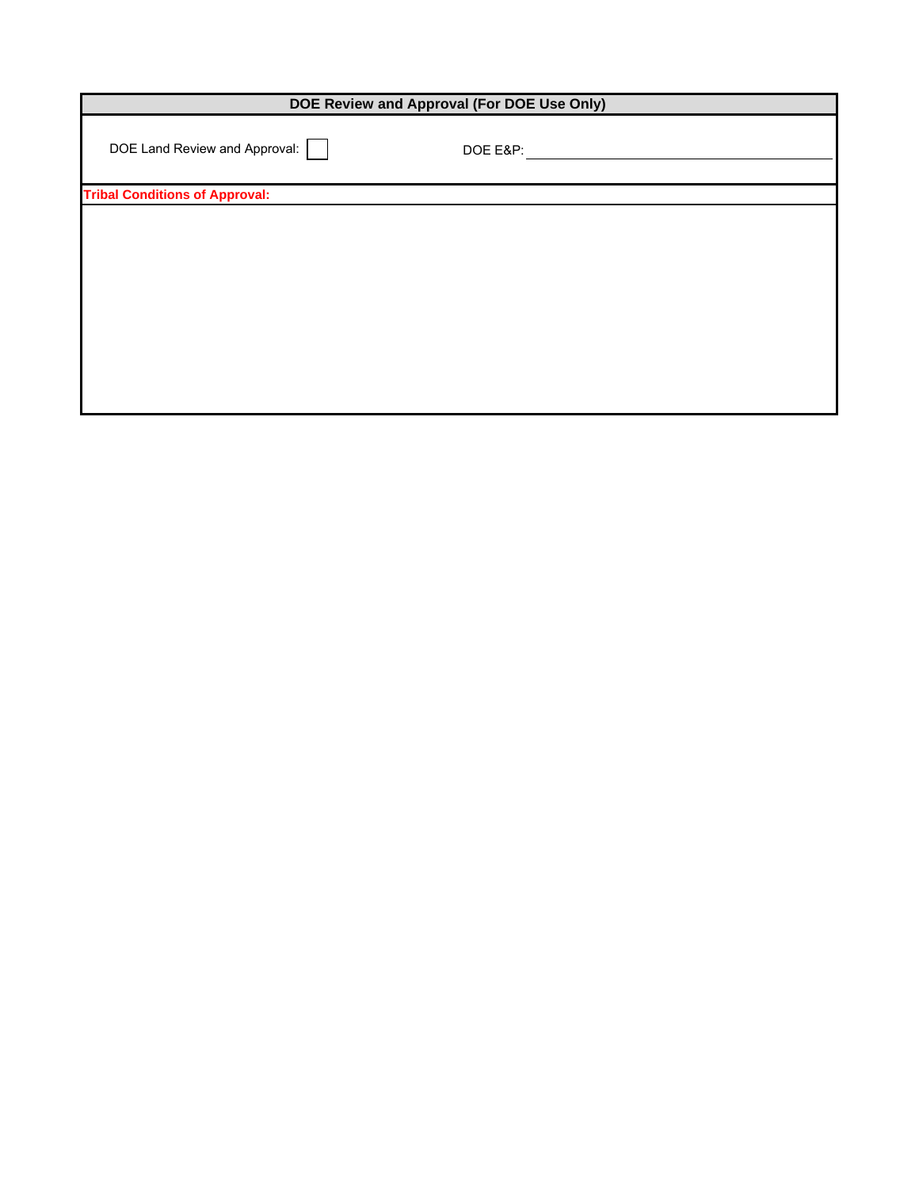## DOE Review and Approval (For DOE Use Only)

DOE Land Review and Approval: ☐

DOE E&P: ____________________

**Tribal Conditions of Approval:**